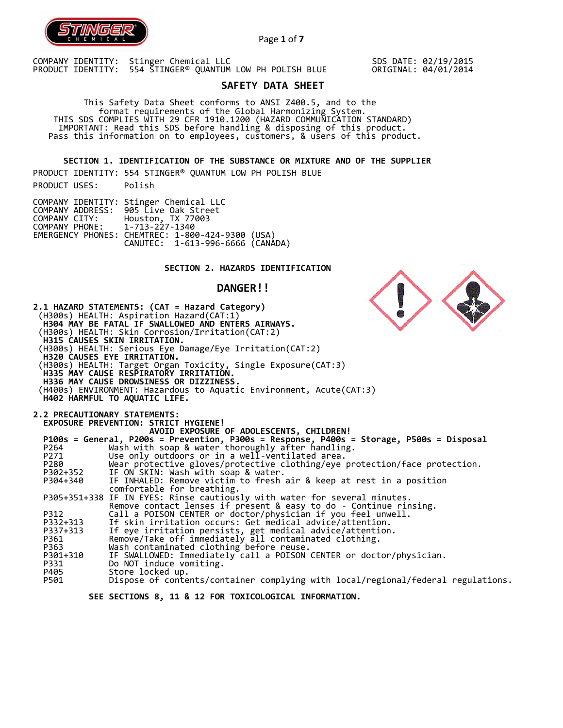COMPANY IDENTITY: Stinger Chemical LLC
PRODUCT IDENTITY: 554 STINGER® QUANTUM LOW PH POLISH BLUE

SDS DATE: 02/19/2015
ORIGINAL: 04/01/2014

# SAFETY DATA SHEET

This Safety Data Sheet conforms to ANSI Z400.5, and to the format requirements of the Global Harmonizing System.
THIS SDS COMPLIES WITH 29 CFR 1910.1200 (HAZARD COMMUNICATION STANDARD)
IMPORTANT: Read this SDS before handling & disposing of this product.
Pass this information on to employees, customers, & users of this product.

## SECTION 1. IDENTIFICATION OF THE SUBSTANCE OR MIXTURE AND OF THE SUPPLIER

PRODUCT IDENTITY: 554 STINGER® QUANTUM LOW PH POLISH BLUE

PRODUCT USES: Polish

COMPANY IDENTITY: Stinger Chemical LLC
COMPANY ADDRESS: 905 Live Oak Street
COMPANY CITY: Houston, TX 77003
COMPANY PHONE: 1-713-227-1340
EMERGENCY PHONES: CHEMTREC: 1-800-424-9300 (USA)
CANUTEC: 1-613-996-6666 (CANADA)

## SECTION 2. HAZARDS IDENTIFICATION

**DANGER!!**

**2.1 HAZARD STATEMENTS: (CAT = Hazard Category)**

(H300s) HEALTH: Aspiration Hazard(CAT:1)
**H304 MAY BE FATAL IF SWALLOWED AND ENTERS AIRWAYS.**
(H300s) HEALTH: Skin Corrosion/Irritation(CAT:2)
**H315 CAUSES SKIN IRRITATION.**
(H300s) HEALTH: Serious Eye Damage/Eye Irritation(CAT:2)
**H320 CAUSES EYE IRRITATION.**
(H300s) HEALTH: Target Organ Toxicity, Single Exposure(CAT:3)
**H335 MAY CAUSE RESPIRATORY IRRITATION.**
**H336 MAY CAUSE DROWSINESS OR DIZZINESS.**
(H400s) ENVIRONMENT: Hazardous to Aquatic Environment, Acute(CAT:3)
**H402 HARMFUL TO AQUATIC LIFE.**

**2.2 PRECAUTIONARY STATEMENTS:**

**EXPOSURE PREVENTION: STRICT HYGIENE!**
**AVOID EXPOSURE OF ADOLESCENTS, CHILDREN!**

**P100s = General, P200s = Prevention, P300s = Response, P400s = Storage, P500s = Disposal**

| Code | Statement |
|---|---|
| P264 | Wash with soap & water thoroughly after handling. |
| P271 | Use only outdoors or in a well-ventilated area. |
| P280 | Wear protective gloves/protective clothing/eye protection/face protection. |
| P302+352 | IF ON SKIN: Wash with soap & water. |
| P304+340 | IF INHALED: Remove victim to fresh air & keep at rest in a position comfortable for breathing. |
| P305+351+338 | IF IN EYES: Rinse cautiously with water for several minutes. Remove contact lenses if present & easy to do - Continue rinsing. |
| P312 | Call a POISON CENTER or doctor/physician if you feel unwell. |
| P332+313 | If skin irritation occurs: Get medical advice/attention. |
| P337+313 | If eye irritation persists, get medical advice/attention. |
| P361 | Remove/Take off immediately all contaminated clothing. |
| P363 | Wash contaminated clothing before reuse. |
| P301+310 | IF SWALLOWED: Immediately call a POISON CENTER or doctor/physician. |
| P331 | Do NOT induce vomiting. |
| P405 | Store locked up. |
| P501 | Dispose of contents/container complying with local/regional/federal regulations. |

**SEE SECTIONS 8, 11 & 12 FOR TOXICOLOGICAL INFORMATION.**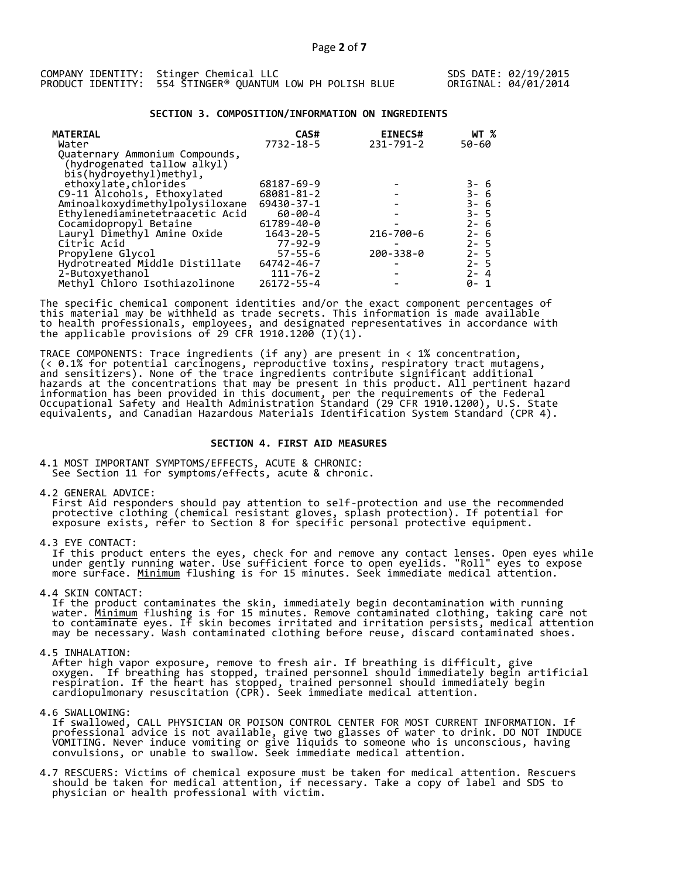COMPANY IDENTITY: Stinger Chemical LLC
PRODUCT IDENTITY: 554 STINGER® QUANTUM LOW PH POLISH BLUE

SDS DATE: 02/19/2015
ORIGINAL: 04/01/2014

## SECTION 3. COMPOSITION/INFORMATION ON INGREDIENTS

| MATERIAL | CAS# | EINECS# | WT % |
|---|---|---|---|
| Water | 7732-18-5 | 231-791-2 | 50-60 |
| Quaternary Ammonium Compounds, (hydrogenated tallow alkyl) bis(hydroyethyl)methyl, ethoxylate,chlorides | 68187-69-9 | - | 3- 6 |
| C9-11 Alcohols, Ethoxylated | 68081-81-2 | - | 3- 6 |
| Aminoalkoxydimethylpolysiloxane | 69430-37-1 | - | 3- 6 |
| Ethylenediaminetetraacetic Acid | 60-00-4 | - | 3- 5 |
| Cocamidopropyl Betaine | 61789-40-0 | - | 2- 6 |
| Lauryl Dimethyl Amine Oxide | 1643-20-5 | 216-700-6 | 2- 6 |
| Citric Acid | 77-92-9 | - | 2- 5 |
| Propylene Glycol | 57-55-6 | 200-338-0 | 2- 5 |
| Hydrotreated Middle Distillate | 64742-46-7 | - | 2- 5 |
| 2-Butoxyethanol | 111-76-2 | - | 2- 4 |
| Methyl Chloro Isothiazolinone | 26172-55-4 | - | 0- 1 |

The specific chemical component identities and/or the exact component percentages of this material may be withheld as trade secrets. This information is made available to health professionals, employees, and designated representatives in accordance with the applicable provisions of 29 CFR 1910.1200 (I)(1).

TRACE COMPONENTS: Trace ingredients (if any) are present in < 1% concentration, (< 0.1% for potential carcinogens, reproductive toxins, respiratory tract mutagens, and sensitizers). None of the trace ingredients contribute significant additional hazards at the concentrations that may be present in this product. All pertinent hazard information has been provided in this document, per the requirements of the Federal Occupational Safety and Health Administration Standard (29 CFR 1910.1200), U.S. State equivalents, and Canadian Hazardous Materials Identification System Standard (CPR 4).

## SECTION 4. FIRST AID MEASURES

4.1 MOST IMPORTANT SYMPTOMS/EFFECTS, ACUTE & CHRONIC:
See Section 11 for symptoms/effects, acute & chronic.

4.2 GENERAL ADVICE:
First Aid responders should pay attention to self-protection and use the recommended protective clothing (chemical resistant gloves, splash protection). If potential for exposure exists, refer to Section 8 for specific personal protective equipment.

4.3 EYE CONTACT:
If this product enters the eyes, check for and remove any contact lenses. Open eyes while under gently running water. Use sufficient force to open eyelids. "Roll" eyes to expose more surface. Minimum flushing is for 15 minutes. Seek immediate medical attention.

4.4 SKIN CONTACT:
If the product contaminates the skin, immediately begin decontamination with running water. Minimum flushing is for 15 minutes. Remove contaminated clothing, taking care not to contaminate eyes. If skin becomes irritated and irritation persists, medical attention may be necessary. Wash contaminated clothing before reuse, discard contaminated shoes.

4.5 INHALATION:
After high vapor exposure, remove to fresh air. If breathing is difficult, give oxygen. If breathing has stopped, trained personnel should immediately begin artificial respiration. If the heart has stopped, trained personnel should immediately begin cardiopulmonary resuscitation (CPR). Seek immediate medical attention.

4.6 SWALLOWING:
If swallowed, CALL PHYSICIAN OR POISON CONTROL CENTER FOR MOST CURRENT INFORMATION. If professional advice is not available, give two glasses of water to drink. DO NOT INDUCE VOMITING. Never induce vomiting or give liquids to someone who is unconscious, having convulsions, or unable to swallow. Seek immediate medical attention.

4.7 RESCUERS: Victims of chemical exposure must be taken for medical attention. Rescuers should be taken for medical attention, if necessary. Take a copy of label and SDS to physician or health professional with victim.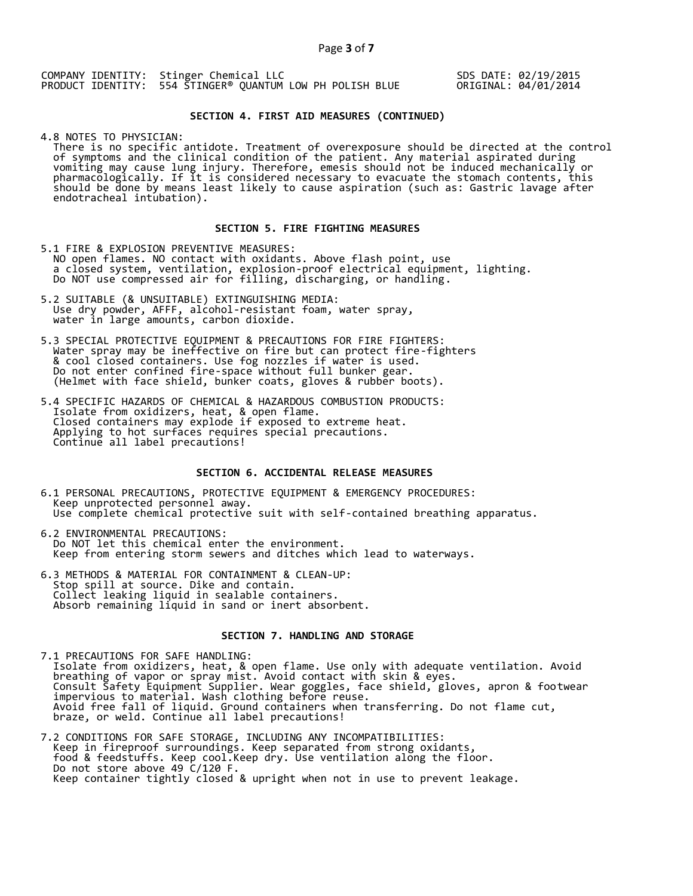COMPANY IDENTITY: Stinger Chemical LLC
PRODUCT IDENTITY: 554 STINGER® QUANTUM LOW PH POLISH BLUE

SDS DATE: 02/19/2015
ORIGINAL: 04/01/2014

## SECTION 4. FIRST AID MEASURES (CONTINUED)

4.8 NOTES TO PHYSICIAN:
There is no specific antidote. Treatment of overexposure should be directed at the control of symptoms and the clinical condition of the patient. Any material aspirated during vomiting may cause lung injury. Therefore, emesis should not be induced mechanically or pharmacologically. If it is considered necessary to evacuate the stomach contents, this should be done by means least likely to cause aspiration (such as: Gastric lavage after endotracheal intubation).

## SECTION 5. FIRE FIGHTING MEASURES

5.1 FIRE & EXPLOSION PREVENTIVE MEASURES:
NO open flames. NO contact with oxidants. Above flash point, use a closed system, ventilation, explosion-proof electrical equipment, lighting. Do NOT use compressed air for filling, discharging, or handling.

5.2 SUITABLE (& UNSUITABLE) EXTINGUISHING MEDIA:
Use dry powder, AFFF, alcohol-resistant foam, water spray, water in large amounts, carbon dioxide.

5.3 SPECIAL PROTECTIVE EQUIPMENT & PRECAUTIONS FOR FIRE FIGHTERS:
Water spray may be ineffective on fire but can protect fire-fighters & cool closed containers. Use fog nozzles if water is used. Do not enter confined fire-space without full bunker gear. (Helmet with face shield, bunker coats, gloves & rubber boots).

5.4 SPECIFIC HAZARDS OF CHEMICAL & HAZARDOUS COMBUSTION PRODUCTS:
Isolate from oxidizers, heat, & open flame.
Closed containers may explode if exposed to extreme heat.
Applying to hot surfaces requires special precautions.
Continue all label precautions!

## SECTION 6. ACCIDENTAL RELEASE MEASURES

6.1 PERSONAL PRECAUTIONS, PROTECTIVE EQUIPMENT & EMERGENCY PROCEDURES:
Keep unprotected personnel away.
Use complete chemical protective suit with self-contained breathing apparatus.

6.2 ENVIRONMENTAL PRECAUTIONS:
Do NOT let this chemical enter the environment.
Keep from entering storm sewers and ditches which lead to waterways.

6.3 METHODS & MATERIAL FOR CONTAINMENT & CLEAN-UP:
Stop spill at source. Dike and contain.
Collect leaking liquid in sealable containers.
Absorb remaining liquid in sand or inert absorbent.

## SECTION 7. HANDLING AND STORAGE

7.1 PRECAUTIONS FOR SAFE HANDLING:
Isolate from oxidizers, heat, & open flame. Use only with adequate ventilation. Avoid breathing of vapor or spray mist. Avoid contact with skin & eyes.
Consult Safety Equipment Supplier. Wear goggles, face shield, gloves, apron & footwear impervious to material. Wash clothing before reuse.
Avoid free fall of liquid. Ground containers when transferring. Do not flame cut, braze, or weld. Continue all label precautions!

7.2 CONDITIONS FOR SAFE STORAGE, INCLUDING ANY INCOMPATIBILITIES:
Keep in fireproof surroundings. Keep separated from strong oxidants, food & feedstuffs. Keep cool.Keep dry. Use ventilation along the floor.
Do not store above 49 C/120 F.
Keep container tightly closed & upright when not in use to prevent leakage.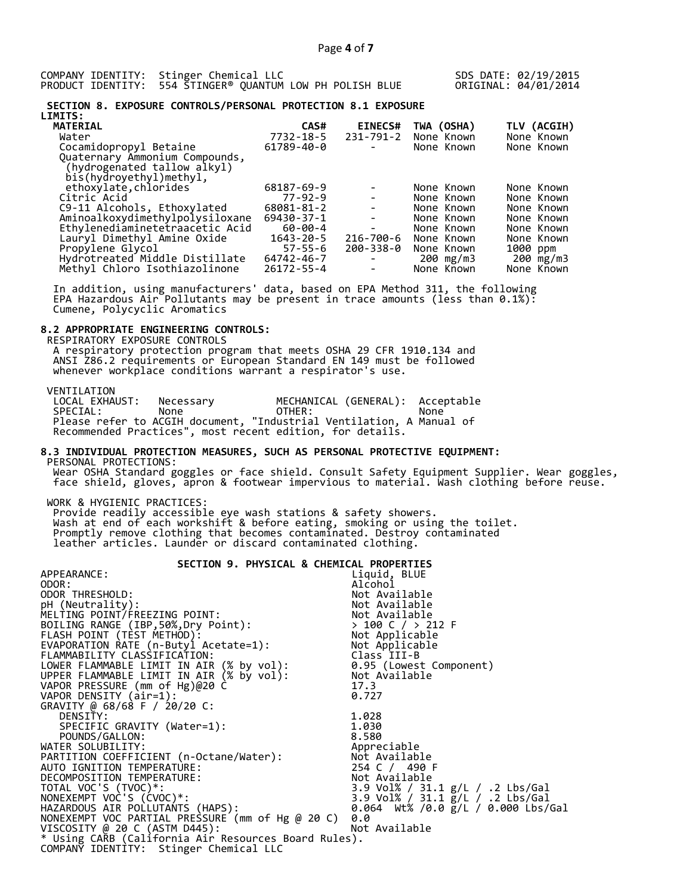COMPANY IDENTITY: Stinger Chemical LLC
PRODUCT IDENTITY: 554 STINGER® QUANTUM LOW PH POLISH BLUE

SDS DATE: 02/19/2015
ORIGINAL: 04/01/2014

## SECTION 8. EXPOSURE CONTROLS/PERSONAL PROTECTION 8.1 EXPOSURE LIMITS:

| MATERIAL | CAS# | EINECS# | TWA (OSHA) | TLV (ACGIH) |
|---|---|---|---|---|
| Water | 7732-18-5 | 231-791-2 | None Known | None Known |
| Cocamidopropyl Betaine | 61789-40-0 | - | None Known | None Known |
| Quaternary Ammonium Compounds, (hydrogenated tallow alkyl) bis(hydroyethyl)methyl, ethoxylate,chlorides | 68187-69-9 | - | None Known | None Known |
| Citric Acid | 77-92-9 | - | None Known | None Known |
| C9-11 Alcohols, Ethoxylated | 68081-81-2 | - | None Known | None Known |
| Aminoalkoxydimethylpolysiloxane | 69430-37-1 | - | None Known | None Known |
| Ethylenediaminetetraacetic Acid | 60-00-4 | - | None Known | None Known |
| Lauryl Dimethyl Amine Oxide | 1643-20-5 | 216-700-6 | None Known | None Known |
| Propylene Glycol | 57-55-6 | 200-338-0 | None Known | 1000 ppm |
| Hydrotreated Middle Distillate | 64742-46-7 | - | 200 mg/m3 | 200 mg/m3 |
| Methyl Chloro Isothiazolinone | 26172-55-4 | - | None Known | None Known |

In addition, using manufacturers' data, based on EPA Method 311, the following EPA Hazardous Air Pollutants may be present in trace amounts (less than 0.1%): Cumene, Polycyclic Aromatics

### 8.2 APPROPRIATE ENGINEERING CONTROLS:

RESPIRATORY EXPOSURE CONTROLS

A respiratory protection program that meets OSHA 29 CFR 1910.134 and ANSI Z86.2 requirements or European Standard EN 149 must be followed whenever workplace conditions warrant a respirator's use.

VENTILATION

| | | | |
|---|---|---|---|
| LOCAL EXHAUST: | Necessary | MECHANICAL (GENERAL): | Acceptable |
| SPECIAL: | None | OTHER: | None |

Please refer to ACGIH document, "Industrial Ventilation, A Manual of Recommended Practices", most recent edition, for details.

### 8.3 INDIVIDUAL PROTECTION MEASURES, SUCH AS PERSONAL PROTECTIVE EQUIPMENT:

PERSONAL PROTECTIONS:

Wear OSHA Standard goggles or face shield. Consult Safety Equipment Supplier. Wear goggles, face shield, gloves, apron & footwear impervious to material. Wash clothing before reuse.

WORK & HYGIENIC PRACTICES:

Provide readily accessible eye wash stations & safety showers. Wash at end of each workshift & before eating, smoking or using the toilet. Promptly remove clothing that becomes contaminated. Destroy contaminated leather articles. Launder or discard contaminated clothing.

## SECTION 9. PHYSICAL & CHEMICAL PROPERTIES

| | |
|---|---|
| APPEARANCE: | Liquid, BLUE |
| ODOR: | Alcohol |
| ODOR THRESHOLD: | Not Available |
| pH (Neutrality): | Not Available |
| MELTING POINT/FREEZING POINT: | Not Available |
| BOILING RANGE (IBP,50%,Dry Point): | > 100 C / > 212 F |
| FLASH POINT (TEST METHOD): | Not Applicable |
| EVAPORATION RATE (n-Butyl Acetate=1): | Not Applicable |
| FLAMMABILITY CLASSIFICATION: | Class III-B |
| LOWER FLAMMABLE LIMIT IN AIR (% by vol): | 0.95 (Lowest Component) |
| UPPER FLAMMABLE LIMIT IN AIR (% by vol): | Not Available |
| VAPOR PRESSURE (mm of Hg)@20 C | 17.3 |
| VAPOR DENSITY (air=1): | 0.727 |
| GRAVITY @ 68/68 F / 20/20 C: | |
| DENSITY: | 1.028 |
| SPECIFIC GRAVITY (Water=1): | 1.030 |
| POUNDS/GALLON: | 8.580 |
| WATER SOLUBILITY: | Appreciable |
| PARTITION COEFFICIENT (n-Octane/Water): | Not Available |
| AUTO IGNITION TEMPERATURE: | 254 C / 490 F |
| DECOMPOSITION TEMPERATURE: | Not Available |
| TOTAL VOC'S (TVOC)*: | 3.9 Vol% / 31.1 g/L / .2 Lbs/Gal |
| NONEXEMPT VOC'S (CVOC)*: | 3.9 Vol% / 31.1 g/L / .2 Lbs/Gal |
| HAZARDOUS AIR POLLUTANTS (HAPS): | 0.064 Wt% /0.0 g/L / 0.000 Lbs/Gal |
| NONEXEMPT VOC PARTIAL PRESSURE (mm of Hg @ 20 C) | 0.0 |
| VISCOSITY @ 20 C (ASTM D445): | Not Available |

* Using CARB (California Air Resources Board Rules).

COMPANY IDENTITY: Stinger Chemical LLC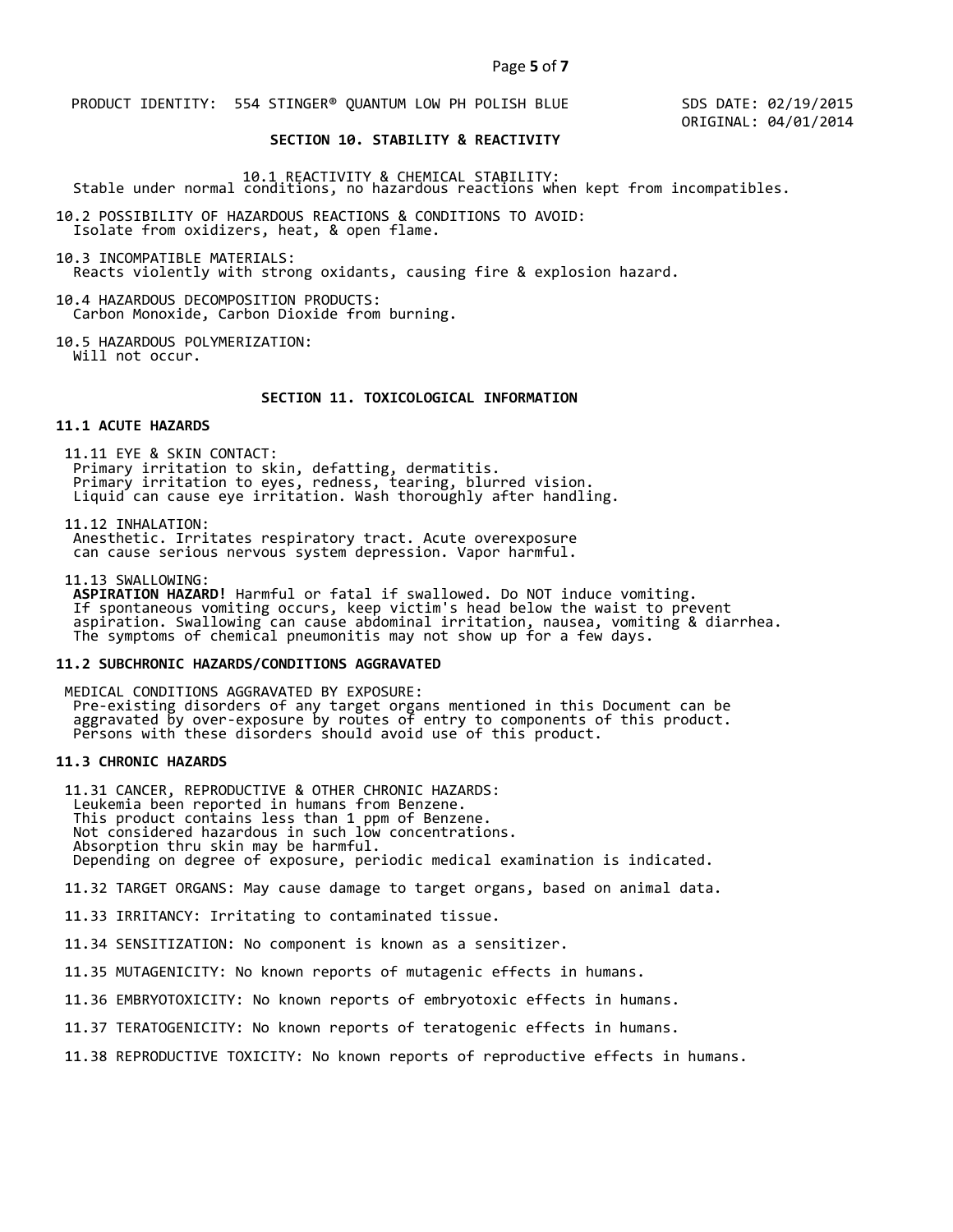PRODUCT IDENTITY: 554 STINGER® QUANTUM LOW PH POLISH BLUE

SDS DATE: 02/19/2015
ORIGINAL: 04/01/2014

## SECTION 10. STABILITY & REACTIVITY

10.1 REACTIVITY & CHEMICAL STABILITY:
Stable under normal conditions, no hazardous reactions when kept from incompatibles.

10.2 POSSIBILITY OF HAZARDOUS REACTIONS & CONDITIONS TO AVOID:
Isolate from oxidizers, heat, & open flame.

10.3 INCOMPATIBLE MATERIALS:
Reacts violently with strong oxidants, causing fire & explosion hazard.

10.4 HAZARDOUS DECOMPOSITION PRODUCTS:
Carbon Monoxide, Carbon Dioxide from burning.

10.5 HAZARDOUS POLYMERIZATION:
Will not occur.

## SECTION 11. TOXICOLOGICAL INFORMATION

### 11.1 ACUTE HAZARDS

11.11 EYE & SKIN CONTACT:
Primary irritation to skin, defatting, dermatitis.
Primary irritation to eyes, redness, tearing, blurred vision.
Liquid can cause eye irritation. Wash thoroughly after handling.

11.12 INHALATION:
Anesthetic. Irritates respiratory tract. Acute overexposure can cause serious nervous system depression. Vapor harmful.

11.13 SWALLOWING:
**ASPIRATION HAZARD!** Harmful or fatal if swallowed. Do NOT induce vomiting.
If spontaneous vomiting occurs, keep victim's head below the waist to prevent aspiration. Swallowing can cause abdominal irritation, nausea, vomiting & diarrhea.
The symptoms of chemical pneumonitis may not show up for a few days.

### 11.2 SUBCHRONIC HAZARDS/CONDITIONS AGGRAVATED

MEDICAL CONDITIONS AGGRAVATED BY EXPOSURE:
Pre-existing disorders of any target organs mentioned in this Document can be aggravated by over-exposure by routes of entry to components of this product.
Persons with these disorders should avoid use of this product.

### 11.3 CHRONIC HAZARDS

11.31 CANCER, REPRODUCTIVE & OTHER CHRONIC HAZARDS:
Leukemia been reported in humans from Benzene.
This product contains less than 1 ppm of Benzene.
Not considered hazardous in such low concentrations.
Absorption thru skin may be harmful.
Depending on degree of exposure, periodic medical examination is indicated.

11.32 TARGET ORGANS: May cause damage to target organs, based on animal data.

11.33 IRRITANCY: Irritating to contaminated tissue.

11.34 SENSITIZATION: No component is known as a sensitizer.

11.35 MUTAGENICITY: No known reports of mutagenic effects in humans.

11.36 EMBRYOTOXICITY: No known reports of embryotoxic effects in humans.

11.37 TERATOGENICITY: No known reports of teratogenic effects in humans.

11.38 REPRODUCTIVE TOXICITY: No known reports of reproductive effects in humans.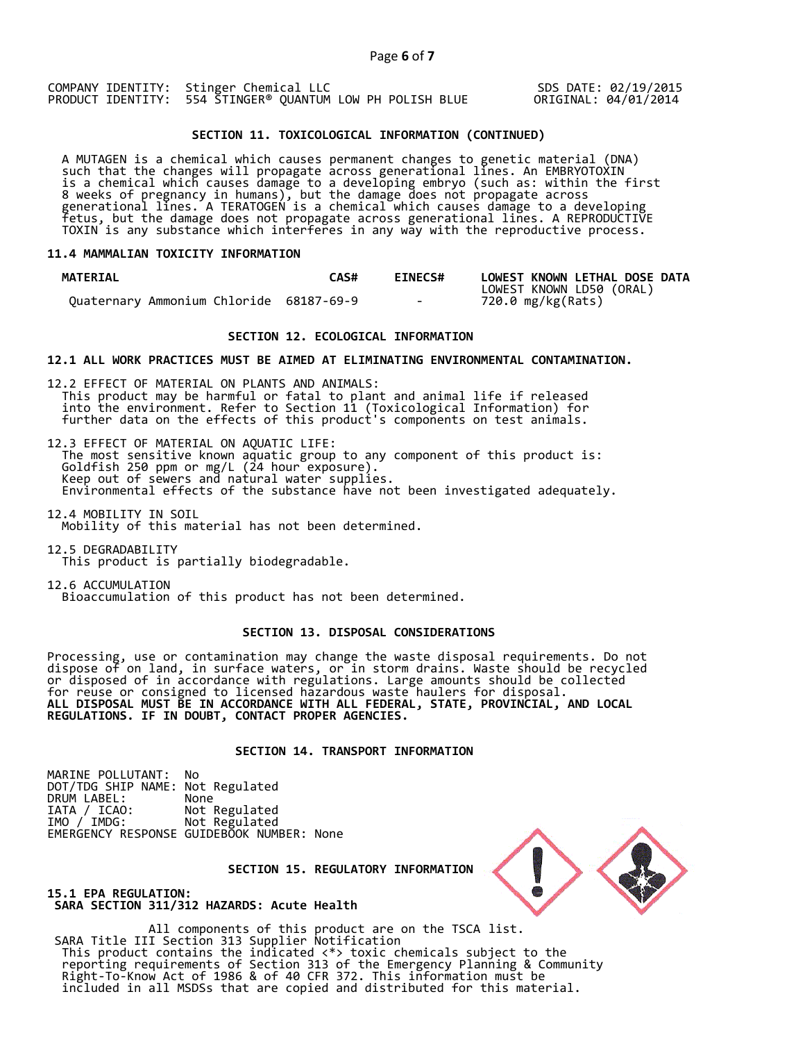COMPANY IDENTITY: Stinger Chemical LLC  
PRODUCT IDENTITY: 554 STINGER® QUANTUM LOW PH POLISH BLUE

SDS DATE: 02/19/2015  
ORIGINAL: 04/01/2014

## SECTION 11. TOXICOLOGICAL INFORMATION (CONTINUED)

A MUTAGEN is a chemical which causes permanent changes to genetic material (DNA) such that the changes will propagate across generational lines. An EMBRYOTOXIN is a chemical which causes damage to a developing embryo (such as: within the first 8 weeks of pregnancy in humans), but the damage does not propagate across generational lines. A TERATOGEN is a chemical which causes damage to a developing fetus, but the damage does not propagate across generational lines. A REPRODUCTIVE TOXIN is any substance which interferes in any way with the reproductive process.

### 11.4 MAMMALIAN TOXICITY INFORMATION

| MATERIAL | CAS# | EINECS# | LOWEST KNOWN LETHAL DOSE DATA<br>LOWEST KNOWN LD50 (ORAL) |
|---|---|---|---|
| Quaternary Ammonium Chloride | 68187-69-9 | - | 720.0 mg/kg(Rats) |

## SECTION 12. ECOLOGICAL INFORMATION

**12.1 ALL WORK PRACTICES MUST BE AIMED AT ELIMINATING ENVIRONMENTAL CONTAMINATION.**

12.2 EFFECT OF MATERIAL ON PLANTS AND ANIMALS:  
This product may be harmful or fatal to plant and animal life if released into the environment. Refer to Section 11 (Toxicological Information) for further data on the effects of this product's components on test animals.

12.3 EFFECT OF MATERIAL ON AQUATIC LIFE:  
The most sensitive known aquatic group to any component of this product is:  
Goldfish 250 ppm or mg/L (24 hour exposure).  
Keep out of sewers and natural water supplies.  
Environmental effects of the substance have not been investigated adequately.

12.4 MOBILITY IN SOIL  
Mobility of this material has not been determined.

12.5 DEGRADABILITY  
This product is partially biodegradable.

12.6 ACCUMULATION  
Bioaccumulation of this product has not been determined.

## SECTION 13. DISPOSAL CONSIDERATIONS

Processing, use or contamination may change the waste disposal requirements. Do not dispose of on land, in surface waters, or in storm drains. Waste should be recycled or disposed of in accordance with regulations. Large amounts should be collected for reuse or consigned to licensed hazardous waste haulers for disposal.
**ALL DISPOSAL MUST BE IN ACCORDANCE WITH ALL FEDERAL, STATE, PROVINCIAL, AND LOCAL REGULATIONS. IF IN DOUBT, CONTACT PROPER AGENCIES.**

## SECTION 14. TRANSPORT INFORMATION

MARINE POLLUTANT: No  
DOT/TDG SHIP NAME: Not Regulated  
DRUM LABEL: None  
IATA / ICAO: Not Regulated  
IMO / IMDG: Not Regulated  
EMERGENCY RESPONSE GUIDEBOOK NUMBER: None

## SECTION 15. REGULATORY INFORMATION

**15.1 EPA REGULATION:**  
**SARA SECTION 311/312 HAZARDS: Acute Health**

All components of this product are on the TSCA list.  
SARA Title III Section 313 Supplier Notification  
This product contains the indicated <*> toxic chemicals subject to the reporting requirements of Section 313 of the Emergency Planning & Community Right-To-Know Act of 1986 & of 40 CFR 372. This information must be included in all MSDSs that are copied and distributed for this material.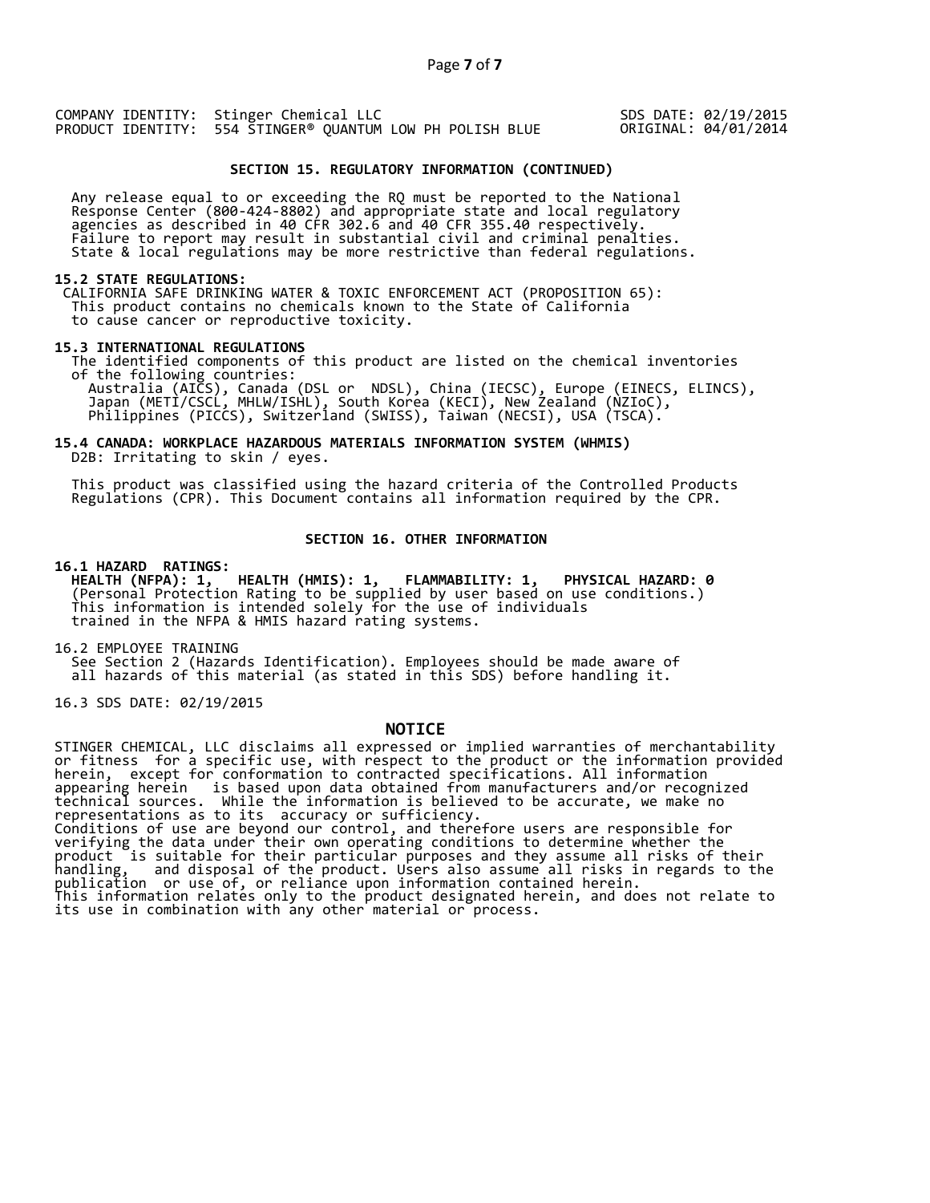COMPANY IDENTITY: Stinger Chemical LLC
PRODUCT IDENTITY: 554 STINGER® QUANTUM LOW PH POLISH BLUE

SDS DATE: 02/19/2015
ORIGINAL: 04/01/2014

## SECTION 15. REGULATORY INFORMATION (CONTINUED)

Any release equal to or exceeding the RQ must be reported to the National Response Center (800-424-8802) and appropriate state and local regulatory agencies as described in 40 CFR 302.6 and 40 CFR 355.40 respectively. Failure to report may result in substantial civil and criminal penalties. State & local regulations may be more restrictive than federal regulations.

**15.2 STATE REGULATIONS:**

CALIFORNIA SAFE DRINKING WATER & TOXIC ENFORCEMENT ACT (PROPOSITION 65):
This product contains no chemicals known to the State of California to cause cancer or reproductive toxicity.

**15.3 INTERNATIONAL REGULATIONS**

The identified components of this product are listed on the chemical inventories of the following countries:
Australia (AICS), Canada (DSL or NDSL), China (IECSC), Europe (EINECS, ELINCS), Japan (METI/CSCL, MHLW/ISHL), South Korea (KECI), New Zealand (NZIoC), Philippines (PICCS), Switzerland (SWISS), Taiwan (NECSI), USA (TSCA).

**15.4 CANADA: WORKPLACE HAZARDOUS MATERIALS INFORMATION SYSTEM (WHMIS)**

D2B: Irritating to skin / eyes.

This product was classified using the hazard criteria of the Controlled Products Regulations (CPR). This Document contains all information required by the CPR.

## SECTION 16. OTHER INFORMATION

**16.1 HAZARD RATINGS:**

**HEALTH (NFPA): 1, HEALTH (HMIS): 1, FLAMMABILITY: 1, PHYSICAL HAZARD: 0**
(Personal Protection Rating to be supplied by user based on use conditions.)
This information is intended solely for the use of individuals trained in the NFPA & HMIS hazard rating systems.

16.2 EMPLOYEE TRAINING

See Section 2 (Hazards Identification). Employees should be made aware of all hazards of this material (as stated in this SDS) before handling it.

16.3 SDS DATE: 02/19/2015

## NOTICE

STINGER CHEMICAL, LLC disclaims all expressed or implied warranties of merchantability or fitness for a specific use, with respect to the product or the information provided herein, except for conformation to contracted specifications. All information appearing herein is based upon data obtained from manufacturers and/or recognized technical sources. While the information is believed to be accurate, we make no representations as to its accuracy or sufficiency.
Conditions of use are beyond our control, and therefore users are responsible for verifying the data under their own operating conditions to determine whether the product is suitable for their particular purposes and they assume all risks of their handling, and disposal of the product. Users also assume all risks in regards to the publication or use of, or reliance upon information contained herein.
This information relates only to the product designated herein, and does not relate to its use in combination with any other material or process.